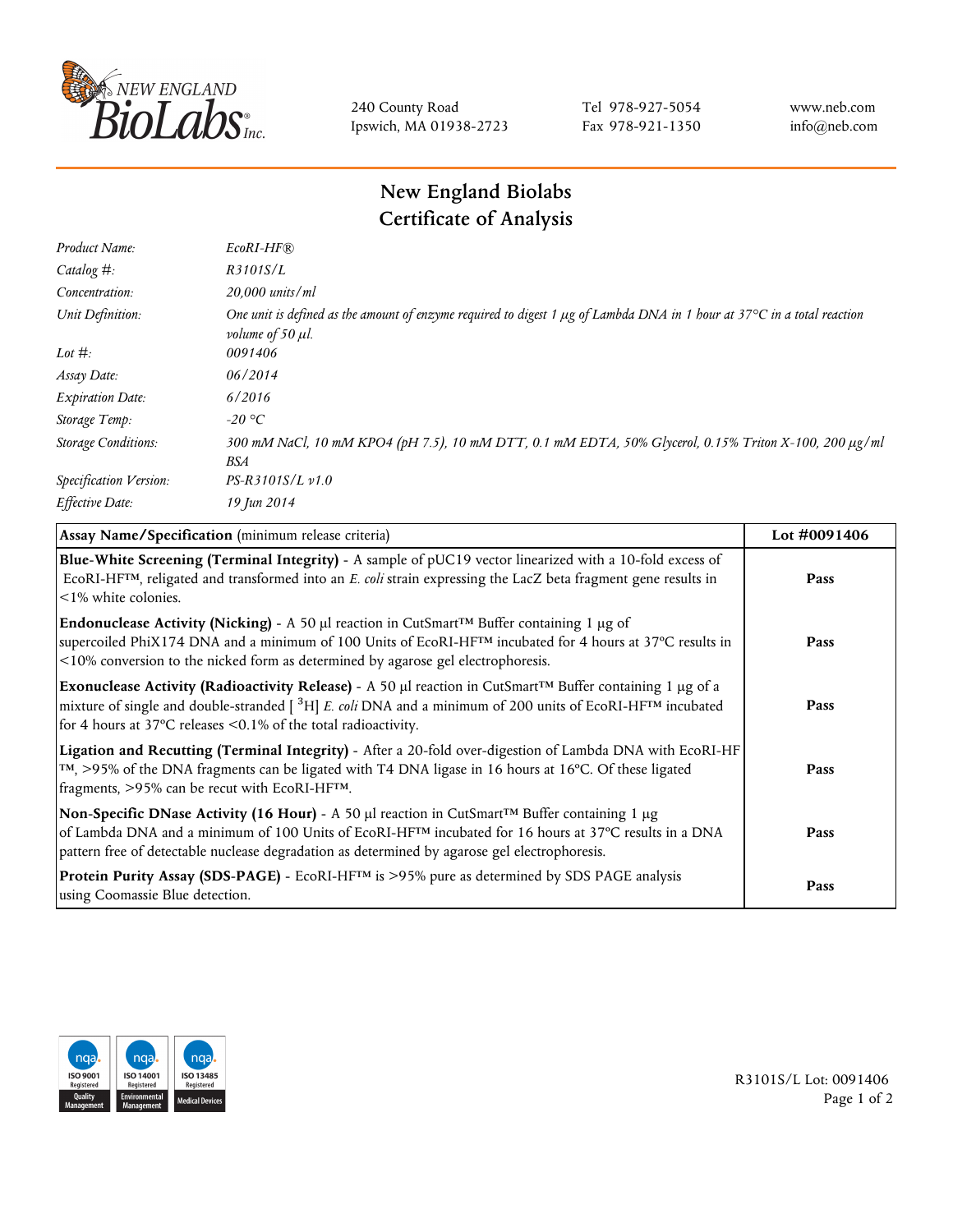240 County Road
Ipswich, MA 01938-2723

Tel 978-927-5054
Fax 978-921-1350

www.neb.com
info@neb.com

# New England Biolabs
## Certificate of Analysis

| | |
|---|---|
| *Product Name:* | *EcoRI-HF®* |
| *Catalog #:* | *R3101S/L* |
| *Concentration:* | *20,000 units/ml* |
| *Unit Definition:* | *One unit is defined as the amount of enzyme required to digest 1 µg of Lambda DNA in 1 hour at 37°C in a total reaction volume of 50 µl.* |
| *Lot #:* | *0091406* |
| *Assay Date:* | *06/2014* |
| *Expiration Date:* | *6/2016* |
| *Storage Temp:* | *-20 °C* |
| *Storage Conditions:* | *300 mM NaCl, 10 mM KPO4 (pH 7.5), 10 mM DTT, 0.1 mM EDTA, 50% Glycerol, 0.15% Triton X-100, 200 µg/ml BSA* |
| *Specification Version:* | *PS-R3101S/L v1.0* |
| *Effective Date:* | *19 Jun 2014* |

| **Assay Name/Specification** (minimum release criteria) | **Lot #0091406** |
|---|---|
| **Blue-White Screening (Terminal Integrity)** - A sample of pUC19 vector linearized with a 10-fold excess of EcoRI-HF™, religated and transformed into an *E. coli* strain expressing the LacZ beta fragment gene results in <1% white colonies. | **Pass** |
| **Endonuclease Activity (Nicking)** - A 50 µl reaction in CutSmart™ Buffer containing 1 µg of supercoiled PhiX174 DNA and a minimum of 100 Units of EcoRI-HF™ incubated for 4 hours at 37°C results in <10% conversion to the nicked form as determined by agarose gel electrophoresis. | **Pass** |
| **Exonuclease Activity (Radioactivity Release)** - A 50 µl reaction in CutSmart™ Buffer containing 1 µg of a mixture of single and double-stranded [ $^{3}$H] *E. coli* DNA and a minimum of 200 units of EcoRI-HF™ incubated for 4 hours at 37°C releases <0.1% of the total radioactivity. | **Pass** |
| **Ligation and Recutting (Terminal Integrity)** - After a 20-fold over-digestion of Lambda DNA with EcoRI-HF™, >95% of the DNA fragments can be ligated with T4 DNA ligase in 16 hours at 16°C. Of these ligated fragments, >95% can be recut with EcoRI-HF™. | **Pass** |
| **Non-Specific DNase Activity (16 Hour)** - A 50 µl reaction in CutSmart™ Buffer containing 1 µg of Lambda DNA and a minimum of 100 Units of EcoRI-HF™ incubated for 16 hours at 37°C results in a DNA pattern free of detectable nuclease degradation as determined by agarose gel electrophoresis. | **Pass** |
| **Protein Purity Assay (SDS-PAGE)** - EcoRI-HF™ is >95% pure as determined by SDS PAGE analysis using Coomassie Blue detection. | **Pass** |

R3101S/L Lot: 0091406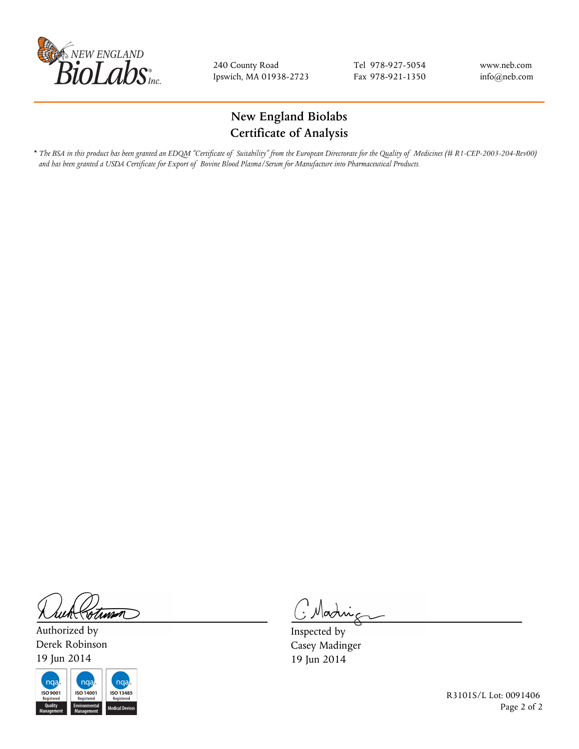New England BioLabs Inc.

240 County Road
Ipswich, MA 01938-2723

Tel 978-927-5054
Fax 978-921-1350

www.neb.com
info@neb.com

## New England Biolabs
## Certificate of Analysis

\* *The BSA in this product has been granted an EDQM "Certificate of Suitability" from the European Directorate for the Quality of Medicines (# R1-CEP-2003-204-Rev00) and has been granted a USDA Certificate for Export of Bovine Blood Plasma/Serum for Manufacture into Pharmaceutical Products.*

Authorized by
Derek Robinson
19 Jun 2014

Inspected by
Casey Madinger
19 Jun 2014

nqa ISO 9001 Registered Quality Management | nqa ISO 14001 Registered Environmental Management | nqa ISO 13485 Registered Medical Devices

R3101S/L Lot: 0091406